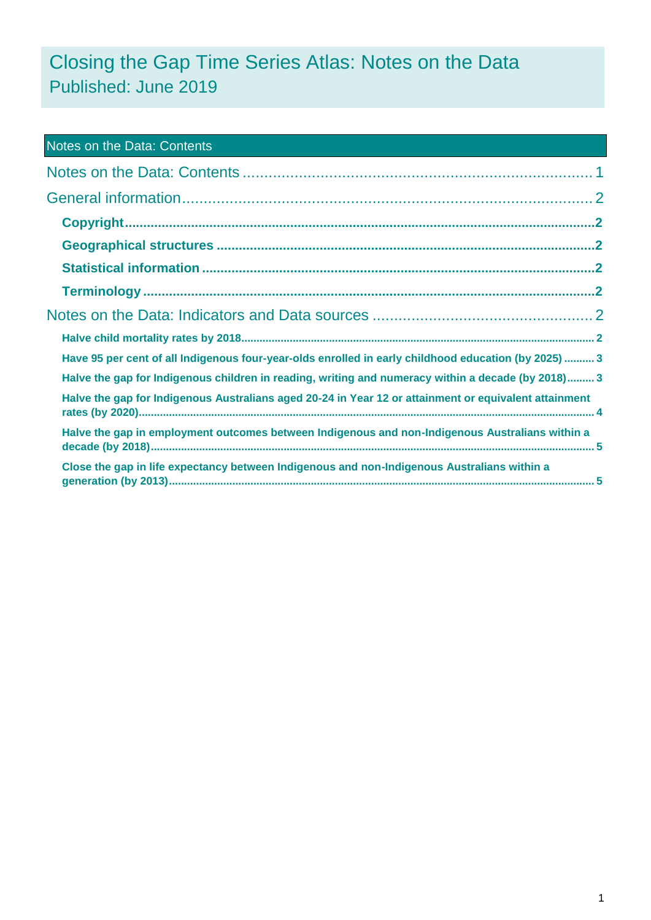# Closing the Gap Time Series Atlas: Notes on the Data

Published: June 2019

## Notes on the Data: Contents

Notes on the Data: Contents ........ 1

General information ........ 2

- **Copyright** ........ 2
- **Geographical structures** ........ 2
- **Statistical information** ........ 2
- **Terminology** ........ 2

Notes on the Data: Indicators and Data sources ........ 2

- **Halve child mortality rates by 2018** ........ 2
- **Have 95 per cent of all Indigenous four-year-olds enrolled in early childhood education (by 2025)** ........ 3
- **Halve the gap for Indigenous children in reading, writing and numeracy within a decade (by 2018)** ........ 3
- **Halve the gap for Indigenous Australians aged 20-24 in Year 12 or attainment or equivalent attainment rates (by 2020)** ........ 4
- **Halve the gap in employment outcomes between Indigenous and non-Indigenous Australians within a decade (by 2018)** ........ 5
- **Close the gap in life expectancy between Indigenous and non-Indigenous Australians within a generation (by 2013)** ........ 5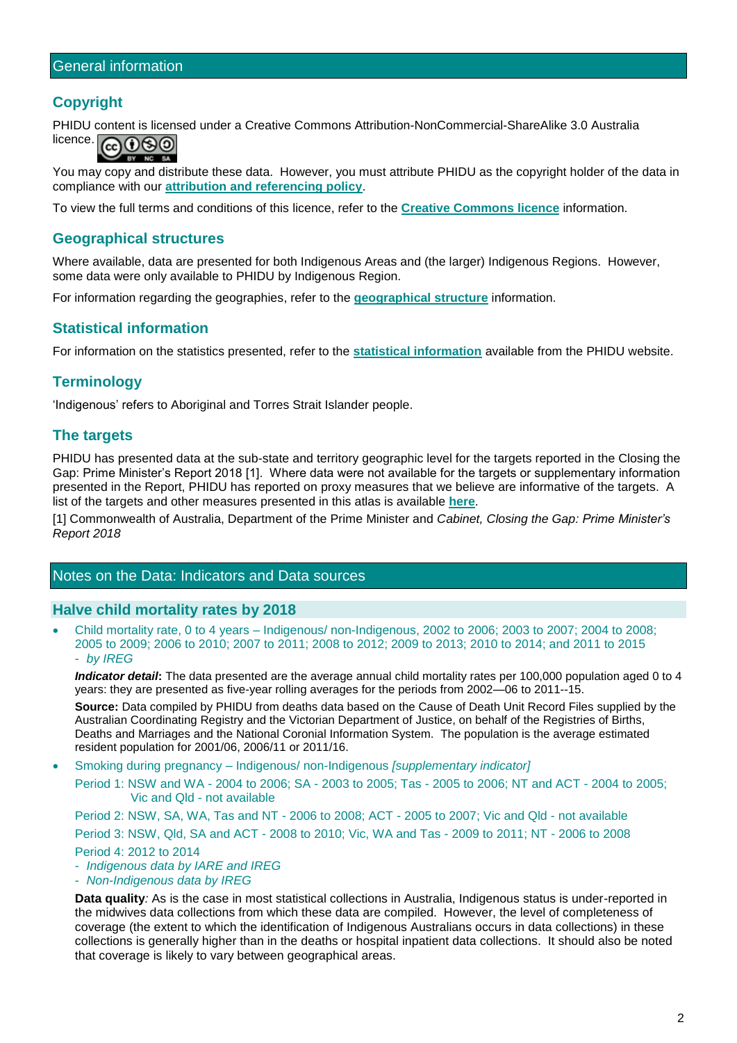## General information

### Copyright

PHIDU content is licensed under a Creative Commons Attribution-NonCommercial-ShareAlike 3.0 Australia licence.

You may copy and distribute these data. However, you must attribute PHIDU as the copyright holder of the data in compliance with our **attribution and referencing policy**.

To view the full terms and conditions of this licence, refer to the **Creative Commons licence** information.

### Geographical structures

Where available, data are presented for both Indigenous Areas and (the larger) Indigenous Regions. However, some data were only available to PHIDU by Indigenous Region.

For information regarding the geographies, refer to the **geographical structure** information.

### Statistical information

For information on the statistics presented, refer to the **statistical information** available from the PHIDU website.

### Terminology

'Indigenous' refers to Aboriginal and Torres Strait Islander people.

### The targets

PHIDU has presented data at the sub-state and territory geographic level for the targets reported in the Closing the Gap: Prime Minister's Report 2018 [1]. Where data were not available for the targets or supplementary information presented in the Report, PHIDU has reported on proxy measures that we believe are informative of the targets. A list of the targets and other measures presented in this atlas is available **here**.

[1] Commonwealth of Australia, Department of the Prime Minister and *Cabinet, Closing the Gap: Prime Minister's Report 2018*

## Notes on the Data: Indicators and Data sources

### Halve child mortality rates by 2018

- Child mortality rate, 0 to 4 years – Indigenous/ non-Indigenous, 2002 to 2006; 2003 to 2007; 2004 to 2008; 2005 to 2009; 2006 to 2010; 2007 to 2011; 2008 to 2012; 2009 to 2013; 2010 to 2014; and 2011 to 2015
  - *by IREG*

  ***Indicator detail*:** The data presented are the average annual child mortality rates per 100,000 population aged 0 to 4 years: they are presented as five-year rolling averages for the periods from 2002—06 to 2011--15.

  **Source:** Data compiled by PHIDU from deaths data based on the Cause of Death Unit Record Files supplied by the Australian Coordinating Registry and the Victorian Department of Justice, on behalf of the Registries of Births, Deaths and Marriages and the National Coronial Information System. The population is the average estimated resident population for 2001/06, 2006/11 or 2011/16.

- Smoking during pregnancy – Indigenous/ non-Indigenous *[supplementary indicator]*

  Period 1: NSW and WA - 2004 to 2006; SA - 2003 to 2005; Tas - 2005 to 2006; NT and ACT - 2004 to 2005; Vic and Qld - not available

  Period 2: NSW, SA, WA, Tas and NT - 2006 to 2008; ACT - 2005 to 2007; Vic and Qld - not available

  Period 3: NSW, Qld, SA and ACT - 2008 to 2010; Vic, WA and Tas - 2009 to 2011; NT - 2006 to 2008

  Period 4: 2012 to 2014
  - *Indigenous data by IARE and IREG*
  - *Non-Indigenous data by IREG*

  **Data quality***:* As is the case in most statistical collections in Australia, Indigenous status is under-reported in the midwives data collections from which these data are compiled. However, the level of completeness of coverage (the extent to which the identification of Indigenous Australians occurs in data collections) in these collections is generally higher than in the deaths or hospital inpatient data collections. It should also be noted that coverage is likely to vary between geographical areas.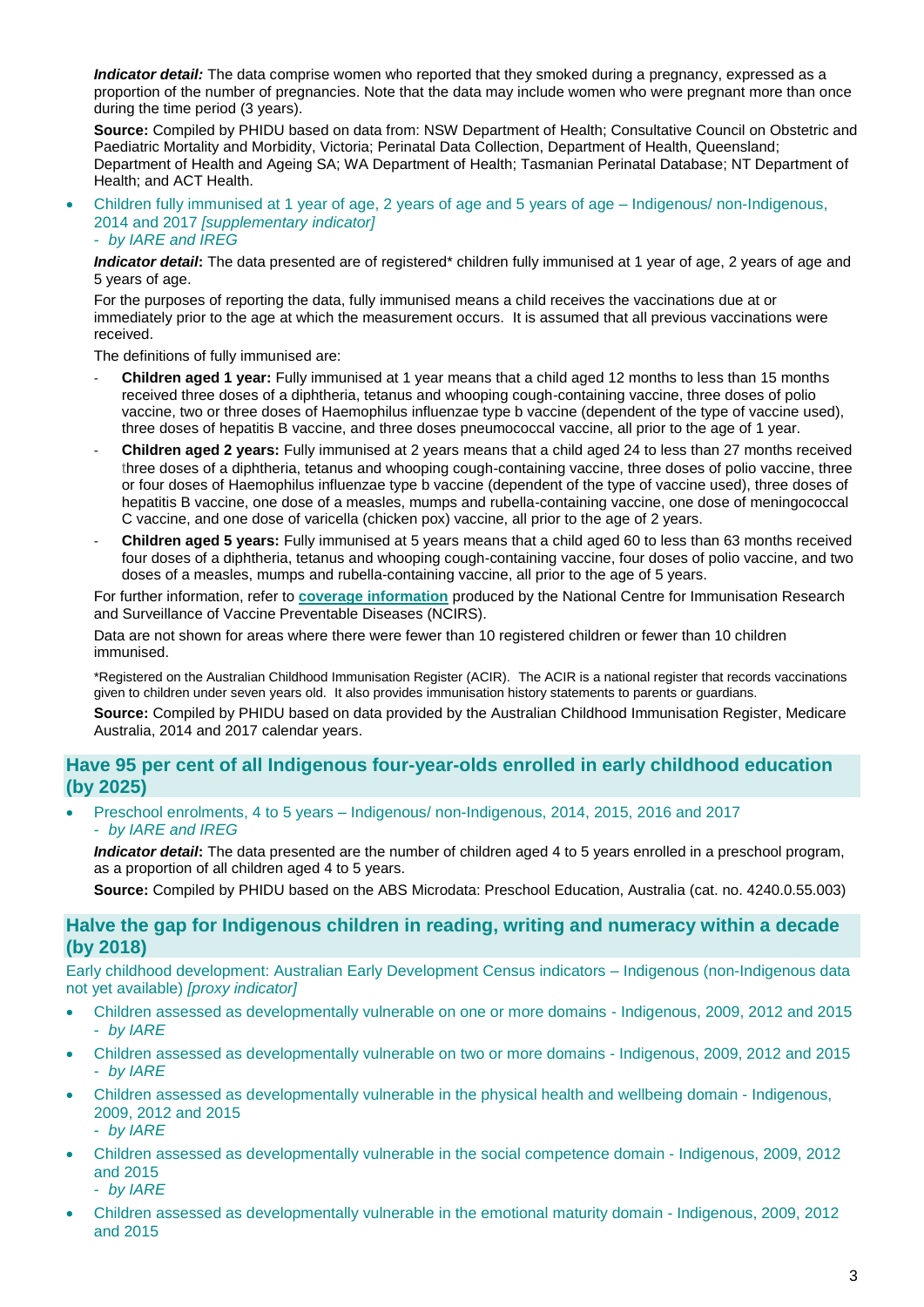***Indicator detail:*** The data comprise women who reported that they smoked during a pregnancy, expressed as a proportion of the number of pregnancies. Note that the data may include women who were pregnant more than once during the time period (3 years).

**Source:** Compiled by PHIDU based on data from: NSW Department of Health; Consultative Council on Obstetric and Paediatric Mortality and Morbidity, Victoria; Perinatal Data Collection, Department of Health, Queensland; Department of Health and Ageing SA; WA Department of Health; Tasmanian Perinatal Database; NT Department of Health; and ACT Health.

- Children fully immunised at 1 year of age, 2 years of age and 5 years of age – Indigenous/ non-Indigenous, 2014 and 2017 *[supplementary indicator]*
  - *by IARE and IREG*

  ***Indicator detail*:** The data presented are of registered* children fully immunised at 1 year of age, 2 years of age and 5 years of age.

  For the purposes of reporting the data, fully immunised means a child receives the vaccinations due at or immediately prior to the age at which the measurement occurs. It is assumed that all previous vaccinations were received.

  The definitions of fully immunised are:

  - **Children aged 1 year:** Fully immunised at 1 year means that a child aged 12 months to less than 15 months received three doses of a diphtheria, tetanus and whooping cough-containing vaccine, three doses of polio vaccine, two or three doses of Haemophilus influenzae type b vaccine (dependent of the type of vaccine used), three doses of hepatitis B vaccine, and three doses pneumococcal vaccine, all prior to the age of 1 year.
  - **Children aged 2 years:** Fully immunised at 2 years means that a child aged 24 to less than 27 months received three doses of a diphtheria, tetanus and whooping cough-containing vaccine, three doses of polio vaccine, three or four doses of Haemophilus influenzae type b vaccine (dependent of the type of vaccine used), three doses of hepatitis B vaccine, one dose of a measles, mumps and rubella-containing vaccine, one dose of meningococcal C vaccine, and one dose of varicella (chicken pox) vaccine, all prior to the age of 2 years.
  - **Children aged 5 years:** Fully immunised at 5 years means that a child aged 60 to less than 63 months received four doses of a diphtheria, tetanus and whooping cough-containing vaccine, four doses of polio vaccine, and two doses of a measles, mumps and rubella-containing vaccine, all prior to the age of 5 years.

  For further information, refer to **coverage information** produced by the National Centre for Immunisation Research and Surveillance of Vaccine Preventable Diseases (NCIRS).

  Data are not shown for areas where there were fewer than 10 registered children or fewer than 10 children immunised.

  *Registered on the Australian Childhood Immunisation Register (ACIR). The ACIR is a national register that records vaccinations given to children under seven years old. It also provides immunisation history statements to parents or guardians.

  **Source:** Compiled by PHIDU based on data provided by the Australian Childhood Immunisation Register, Medicare Australia, 2014 and 2017 calendar years.

## Have 95 per cent of all Indigenous four-year-olds enrolled in early childhood education (by 2025)

- Preschool enrolments, 4 to 5 years – Indigenous/ non-Indigenous, 2014, 2015, 2016 and 2017
  - *by IARE and IREG*

  ***Indicator detail*:** The data presented are the number of children aged 4 to 5 years enrolled in a preschool program, as a proportion of all children aged 4 to 5 years.

  **Source:** Compiled by PHIDU based on the ABS Microdata: Preschool Education, Australia (cat. no. 4240.0.55.003)

## Halve the gap for Indigenous children in reading, writing and numeracy within a decade (by 2018)

Early childhood development: Australian Early Development Census indicators – Indigenous (non-Indigenous data not yet available) *[proxy indicator]*

- Children assessed as developmentally vulnerable on one or more domains - Indigenous, 2009, 2012 and 2015
  - *by IARE*
- Children assessed as developmentally vulnerable on two or more domains - Indigenous, 2009, 2012 and 2015
  - *by IARE*
- Children assessed as developmentally vulnerable in the physical health and wellbeing domain - Indigenous, 2009, 2012 and 2015
  - *by IARE*
- Children assessed as developmentally vulnerable in the social competence domain - Indigenous, 2009, 2012 and 2015
  - *by IARE*
- Children assessed as developmentally vulnerable in the emotional maturity domain - Indigenous, 2009, 2012 and 2015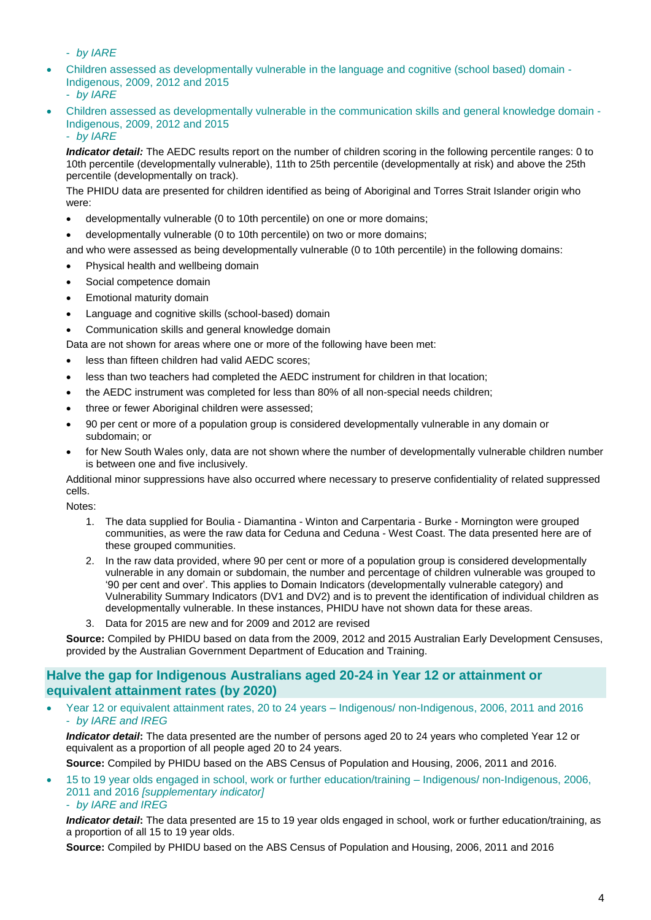- *by IARE*

- Children assessed as developmentally vulnerable in the language and cognitive (school based) domain - Indigenous, 2009, 2012 and 2015
  - *by IARE*
- Children assessed as developmentally vulnerable in the communication skills and general knowledge domain - Indigenous, 2009, 2012 and 2015
  - *by IARE*

***Indicator detail:*** The AEDC results report on the number of children scoring in the following percentile ranges: 0 to 10th percentile (developmentally vulnerable), 11th to 25th percentile (developmentally at risk) and above the 25th percentile (developmentally on track).

The PHIDU data are presented for children identified as being of Aboriginal and Torres Strait Islander origin who were:

- developmentally vulnerable (0 to 10th percentile) on one or more domains;
- developmentally vulnerable (0 to 10th percentile) on two or more domains;

and who were assessed as being developmentally vulnerable (0 to 10th percentile) in the following domains:

- Physical health and wellbeing domain
- Social competence domain
- Emotional maturity domain
- Language and cognitive skills (school-based) domain
- Communication skills and general knowledge domain

Data are not shown for areas where one or more of the following have been met:

- less than fifteen children had valid AEDC scores;
- less than two teachers had completed the AEDC instrument for children in that location;
- the AEDC instrument was completed for less than 80% of all non-special needs children;
- three or fewer Aboriginal children were assessed;
- 90 per cent or more of a population group is considered developmentally vulnerable in any domain or subdomain; or
- for New South Wales only, data are not shown where the number of developmentally vulnerable children number is between one and five inclusively.

Additional minor suppressions have also occurred where necessary to preserve confidentiality of related suppressed cells.

Notes:

1. The data supplied for Boulia - Diamantina - Winton and Carpentaria - Burke - Mornington were grouped communities, as were the raw data for Ceduna and Ceduna - West Coast. The data presented here are of these grouped communities.
2. In the raw data provided, where 90 per cent or more of a population group is considered developmentally vulnerable in any domain or subdomain, the number and percentage of children vulnerable was grouped to '90 per cent and over'. This applies to Domain Indicators (developmentally vulnerable category) and Vulnerability Summary Indicators (DV1 and DV2) and is to prevent the identification of individual children as developmentally vulnerable. In these instances, PHIDU have not shown data for these areas.
3. Data for 2015 are new and for 2009 and 2012 are revised

**Source:** Compiled by PHIDU based on data from the 2009, 2012 and 2015 Australian Early Development Censuses, provided by the Australian Government Department of Education and Training.

## Halve the gap for Indigenous Australians aged 20-24 in Year 12 or attainment or equivalent attainment rates (by 2020)

- Year 12 or equivalent attainment rates, 20 to 24 years – Indigenous/ non-Indigenous, 2006, 2011 and 2016
  - *by IARE and IREG*

  ***Indicator detail***: The data presented are the number of persons aged 20 to 24 years who completed Year 12 or equivalent as a proportion of all people aged 20 to 24 years.

  **Source:** Compiled by PHIDU based on the ABS Census of Population and Housing, 2006, 2011 and 2016.

- 15 to 19 year olds engaged in school, work or further education/training – Indigenous/ non-Indigenous, 2006, 2011 and 2016 *[supplementary indicator]*
  - *by IARE and IREG*

  ***Indicator detail***: The data presented are 15 to 19 year olds engaged in school, work or further education/training, as a proportion of all 15 to 19 year olds.

  **Source:** Compiled by PHIDU based on the ABS Census of Population and Housing, 2006, 2011 and 2016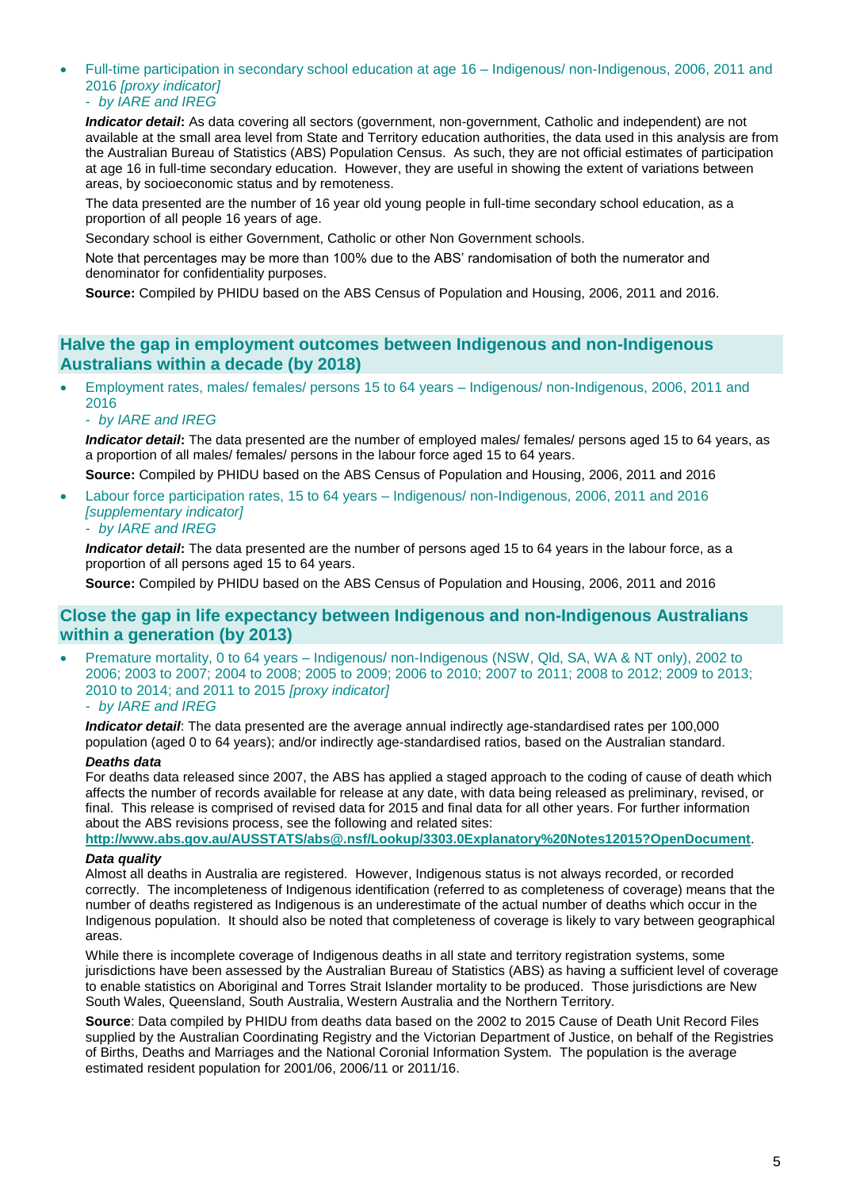- Full-time participation in secondary school education at age 16 – Indigenous/ non-Indigenous, 2006, 2011 and 2016 *[proxy indicator]*
  *- by IARE and IREG*

  ***Indicator detail*:** As data covering all sectors (government, non-government, Catholic and independent) are not available at the small area level from State and Territory education authorities, the data used in this analysis are from the Australian Bureau of Statistics (ABS) Population Census. As such, they are not official estimates of participation at age 16 in full-time secondary education. However, they are useful in showing the extent of variations between areas, by socioeconomic status and by remoteness.

  The data presented are the number of 16 year old young people in full-time secondary school education, as a proportion of all people 16 years of age.

  Secondary school is either Government, Catholic or other Non Government schools.

  Note that percentages may be more than 100% due to the ABS' randomisation of both the numerator and denominator for confidentiality purposes.

  **Source:** Compiled by PHIDU based on the ABS Census of Population and Housing, 2006, 2011 and 2016.

## Halve the gap in employment outcomes between Indigenous and non-Indigenous Australians within a decade (by 2018)

- Employment rates, males/ females/ persons 15 to 64 years – Indigenous/ non-Indigenous, 2006, 2011 and 2016
  *- by IARE and IREG*

  ***Indicator detail*:** The data presented are the number of employed males/ females/ persons aged 15 to 64 years, as a proportion of all males/ females/ persons in the labour force aged 15 to 64 years.

  **Source:** Compiled by PHIDU based on the ABS Census of Population and Housing, 2006, 2011 and 2016

- Labour force participation rates, 15 to 64 years – Indigenous/ non-Indigenous, 2006, 2011 and 2016 *[supplementary indicator]*
  *- by IARE and IREG*

  ***Indicator detail*:** The data presented are the number of persons aged 15 to 64 years in the labour force, as a proportion of all persons aged 15 to 64 years.

  **Source:** Compiled by PHIDU based on the ABS Census of Population and Housing, 2006, 2011 and 2016

## Close the gap in life expectancy between Indigenous and non-Indigenous Australians within a generation (by 2013)

- Premature mortality, 0 to 64 years – Indigenous/ non-Indigenous (NSW, Qld, SA, WA & NT only), 2002 to 2006; 2003 to 2007; 2004 to 2008; 2005 to 2009; 2006 to 2010; 2007 to 2011; 2008 to 2012; 2009 to 2013; 2010 to 2014; and 2011 to 2015 *[proxy indicator]*
  *- by IARE and IREG*

  ***Indicator detail***: The data presented are the average annual indirectly age-standardised rates per 100,000 population (aged 0 to 64 years); and/or indirectly age-standardised ratios, based on the Australian standard.

  ***Deaths data***

  For deaths data released since 2007, the ABS has applied a staged approach to the coding of cause of death which affects the number of records available for release at any date, with data being released as preliminary, revised, or final. This release is comprised of revised data for 2015 and final data for all other years. For further information about the ABS revisions process, see the following and related sites: **http://www.abs.gov.au/AUSSTATS/abs@.nsf/Lookup/3303.0Explanatory%20Notes12015?OpenDocument**.

  ***Data quality***

  Almost all deaths in Australia are registered. However, Indigenous status is not always recorded, or recorded correctly. The incompleteness of Indigenous identification (referred to as completeness of coverage) means that the number of deaths registered as Indigenous is an underestimate of the actual number of deaths which occur in the Indigenous population. It should also be noted that completeness of coverage is likely to vary between geographical areas.

  While there is incomplete coverage of Indigenous deaths in all state and territory registration systems, some jurisdictions have been assessed by the Australian Bureau of Statistics (ABS) as having a sufficient level of coverage to enable statistics on Aboriginal and Torres Strait Islander mortality to be produced. Those jurisdictions are New South Wales, Queensland, South Australia, Western Australia and the Northern Territory.

  **Source**: Data compiled by PHIDU from deaths data based on the 2002 to 2015 Cause of Death Unit Record Files supplied by the Australian Coordinating Registry and the Victorian Department of Justice, on behalf of the Registries of Births, Deaths and Marriages and the National Coronial Information System. The population is the average estimated resident population for 2001/06, 2006/11 or 2011/16.